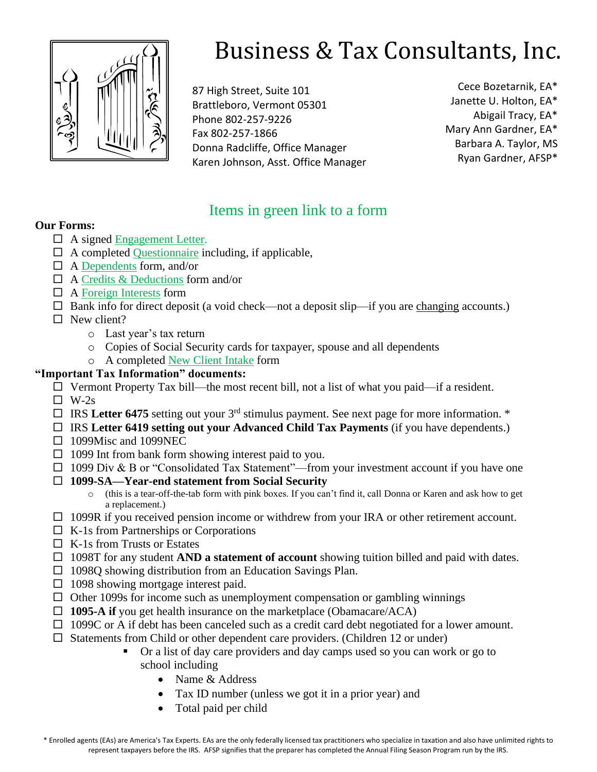# Business & Tax Consultants, Inc.

87 High Street, Suite 101
Brattleboro, Vermont 05301
Phone 802-257-9226
Fax 802-257-1866
Donna Radcliffe, Office Manager
Karen Johnson, Asst. Office Manager

Cece Bozetarnik, EA*
Janette U. Holton, EA*
Abigail Tracy, EA*
Mary Ann Gardner, EA*
Barbara A. Taylor, MS
Ryan Gardner, AFSP*

## Items in green link to a form

**Our Forms:**

- ☐ A signed Engagement Letter.
- ☐ A completed Questionnaire including, if applicable,
- ☐ A Dependents form, and/or
- ☐ A Credits & Deductions form and/or
- ☐ A Foreign Interests form
- ☐ Bank info for direct deposit (a void check—not a deposit slip—if you are changing accounts.)
- ☐ New client?
  - Last year's tax return
  - Copies of Social Security cards for taxpayer, spouse and all dependents
  - A completed New Client Intake form

**"Important Tax Information" documents:**

- ☐ Vermont Property Tax bill—the most recent bill, not a list of what you paid—if a resident.
- ☐ W-2s
- ☐ IRS **Letter 6475** setting out your 3rd stimulus payment. See next page for more information. *
- ☐ IRS **Letter 6419 setting out your Advanced Child Tax Payments** (if you have dependents.)
- ☐ 1099Misc and 1099NEC
- ☐ 1099 Int from bank form showing interest paid to you.
- ☐ 1099 Div & B or "Consolidated Tax Statement"—from your investment account if you have one
- ☐ **1099-SA—Year-end statement from Social Security**
  - (this is a tear-off-the-tab form with pink boxes. If you can't find it, call Donna or Karen and ask how to get a replacement.)
- ☐ 1099R if you received pension income or withdrew from your IRA or other retirement account.
- ☐ K-1s from Partnerships or Corporations
- ☐ K-1s from Trusts or Estates
- ☐ 1098T for any student **AND a statement of account** showing tuition billed and paid with dates.
- ☐ 1098Q showing distribution from an Education Savings Plan.
- ☐ 1098 showing mortgage interest paid.
- ☐ Other 1099s for income such as unemployment compensation or gambling winnings
- ☐ **1095-A if** you get health insurance on the marketplace (Obamacare/ACA)
- ☐ 1099C or A if debt has been canceled such as a credit card debt negotiated for a lower amount.
- ☐ Statements from Child or other dependent care providers. (Children 12 or under)
  - Or a list of day care providers and day camps used so you can work or go to school including
    - Name & Address
    - Tax ID number (unless we got it in a prior year) and
    - Total paid per child

\* Enrolled agents (EAs) are America's Tax Experts. EAs are the only federally licensed tax practitioners who specialize in taxation and also have unlimited rights to represent taxpayers before the IRS. AFSP signifies that the preparer has completed the Annual Filing Season Program run by the IRS.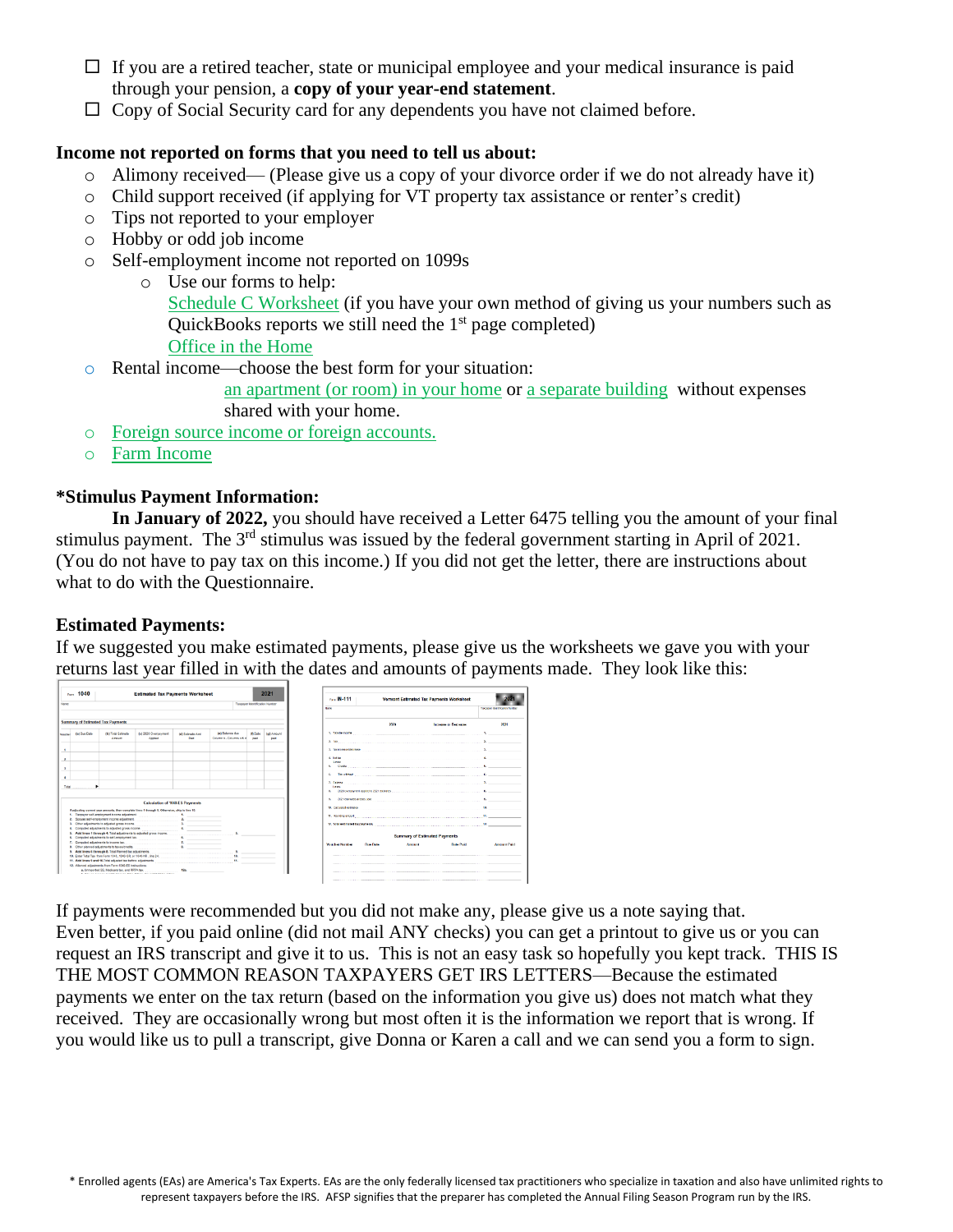- ☐ If you are a retired teacher, state or municipal employee and your medical insurance is paid through your pension, a **copy of your year-end statement**.
- ☐ Copy of Social Security card for any dependents you have not claimed before.

**Income not reported on forms that you need to tell us about:**

- Alimony received— (Please give us a copy of your divorce order if we do not already have it)
- Child support received (if applying for VT property tax assistance or renter's credit)
- Tips not reported to your employer
- Hobby or odd job income
- Self-employment income not reported on 1099s
  - Use our forms to help:
    Schedule C Worksheet (if you have your own method of giving us your numbers such as QuickBooks reports we still need the 1st page completed)
    Office in the Home
- Rental income—choose the best form for your situation:
  an apartment (or room) in your home or a separate building without expenses shared with your home.
- Foreign source income or foreign accounts.
- Farm Income

**\*Stimulus Payment Information:**

**In January of 2022,** you should have received a Letter 6475 telling you the amount of your final stimulus payment. The 3rd stimulus was issued by the federal government starting in April of 2021. (You do not have to pay tax on this income.) If you did not get the letter, there are instructions about what to do with the Questionnaire.

**Estimated Payments:**

If we suggested you make estimated payments, please give us the worksheets we gave you with your returns last year filled in with the dates and amounts of payments made. They look like this:

If payments were recommended but you did not make any, please give us a note saying that. Even better, if you paid online (did not mail ANY checks) you can get a printout to give us or you can request an IRS transcript and give it to us. This is not an easy task so hopefully you kept track. THIS IS THE MOST COMMON REASON TAXPAYERS GET IRS LETTERS—Because the estimated payments we enter on the tax return (based on the information you give us) does not match what they received. They are occasionally wrong but most often it is the information we report that is wrong. If you would like us to pull a transcript, give Donna or Karen a call and we can send you a form to sign.

\* Enrolled agents (EAs) are America's Tax Experts. EAs are the only federally licensed tax practitioners who specialize in taxation and also have unlimited rights to represent taxpayers before the IRS. AFSP signifies that the preparer has completed the Annual Filing Season Program run by the IRS.